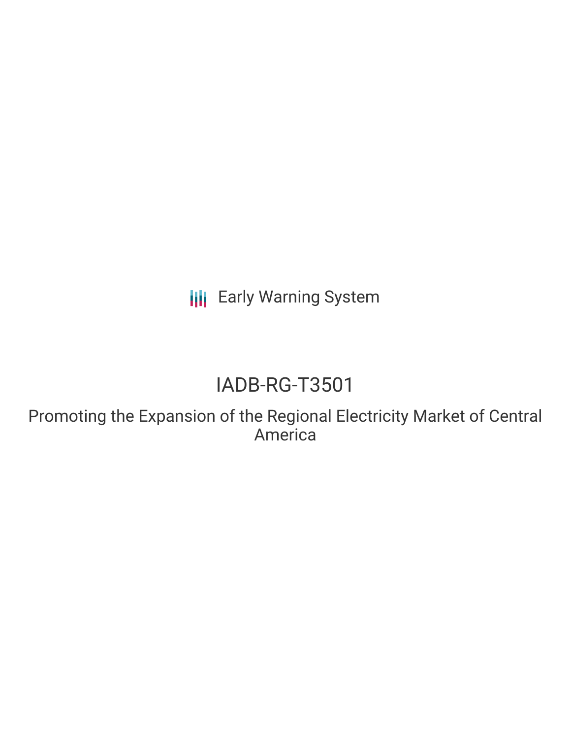Early Warning System

# IADB-RG-T3501

## Promoting the Expansion of the Regional Electricity Market of Central America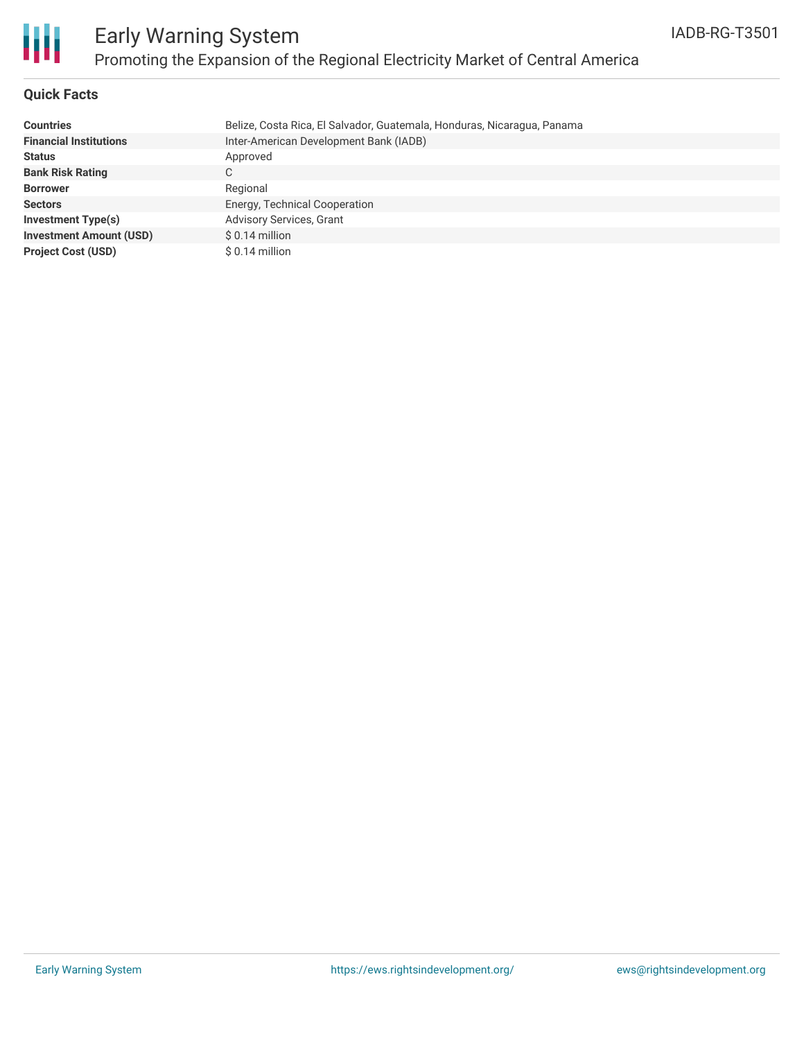# Early Warning System

## Promoting the Expansion of the Regional Electricity Market of Central America

IADB-RG-T3501

### Quick Facts

| | |
|---|---|
| **Countries** | Belize, Costa Rica, El Salvador, Guatemala, Honduras, Nicaragua, Panama |
| **Financial Institutions** | Inter-American Development Bank (IADB) |
| **Status** | Approved |
| **Bank Risk Rating** | C |
| **Borrower** | Regional |
| **Sectors** | Energy, Technical Cooperation |
| **Investment Type(s)** | Advisory Services, Grant |
| **Investment Amount (USD)** | $ 0.14 million |
| **Project Cost (USD)** | $ 0.14 million |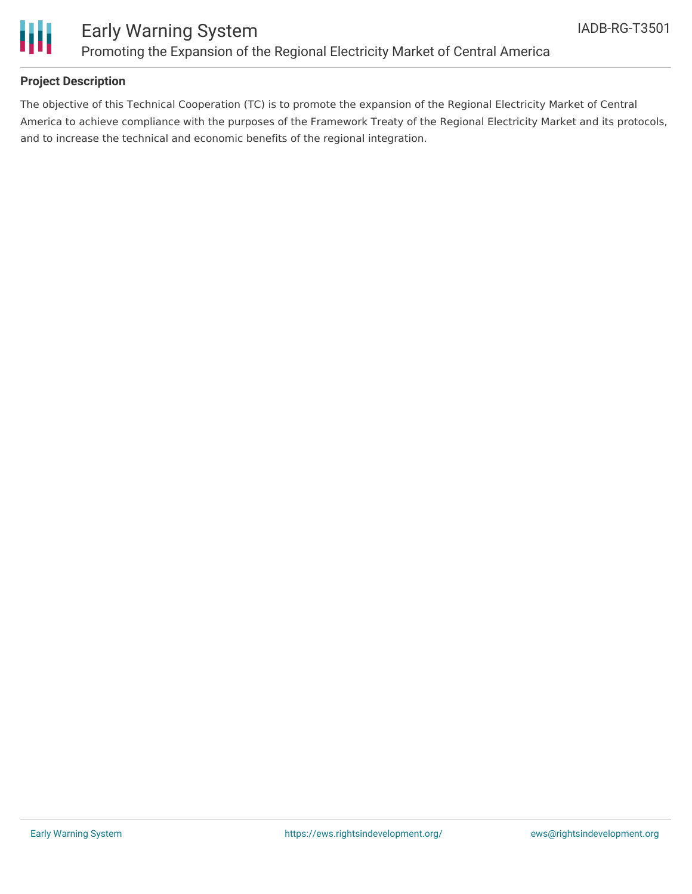## Project Description

The objective of this Technical Cooperation (TC) is to promote the expansion of the Regional Electricity Market of Central America to achieve compliance with the purposes of the Framework Treaty of the Regional Electricity Market and its protocols, and to increase the technical and economic benefits of the regional integration.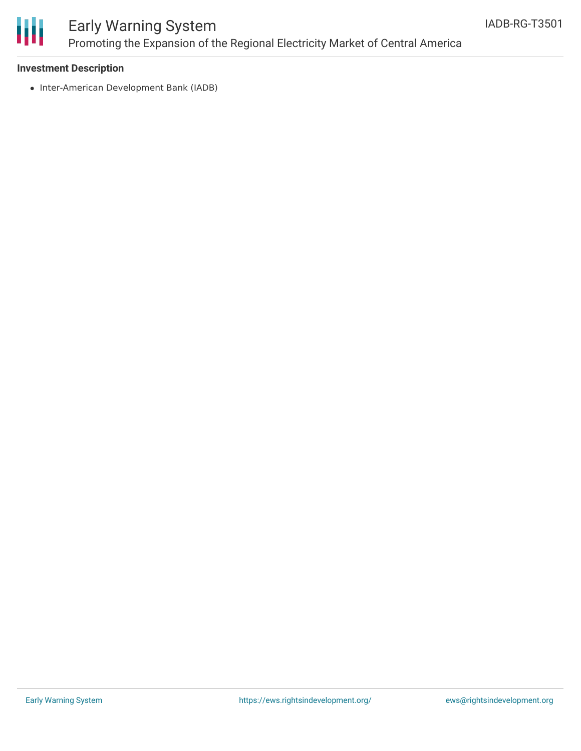**Investment Description**

- Inter-American Development Bank (IADB)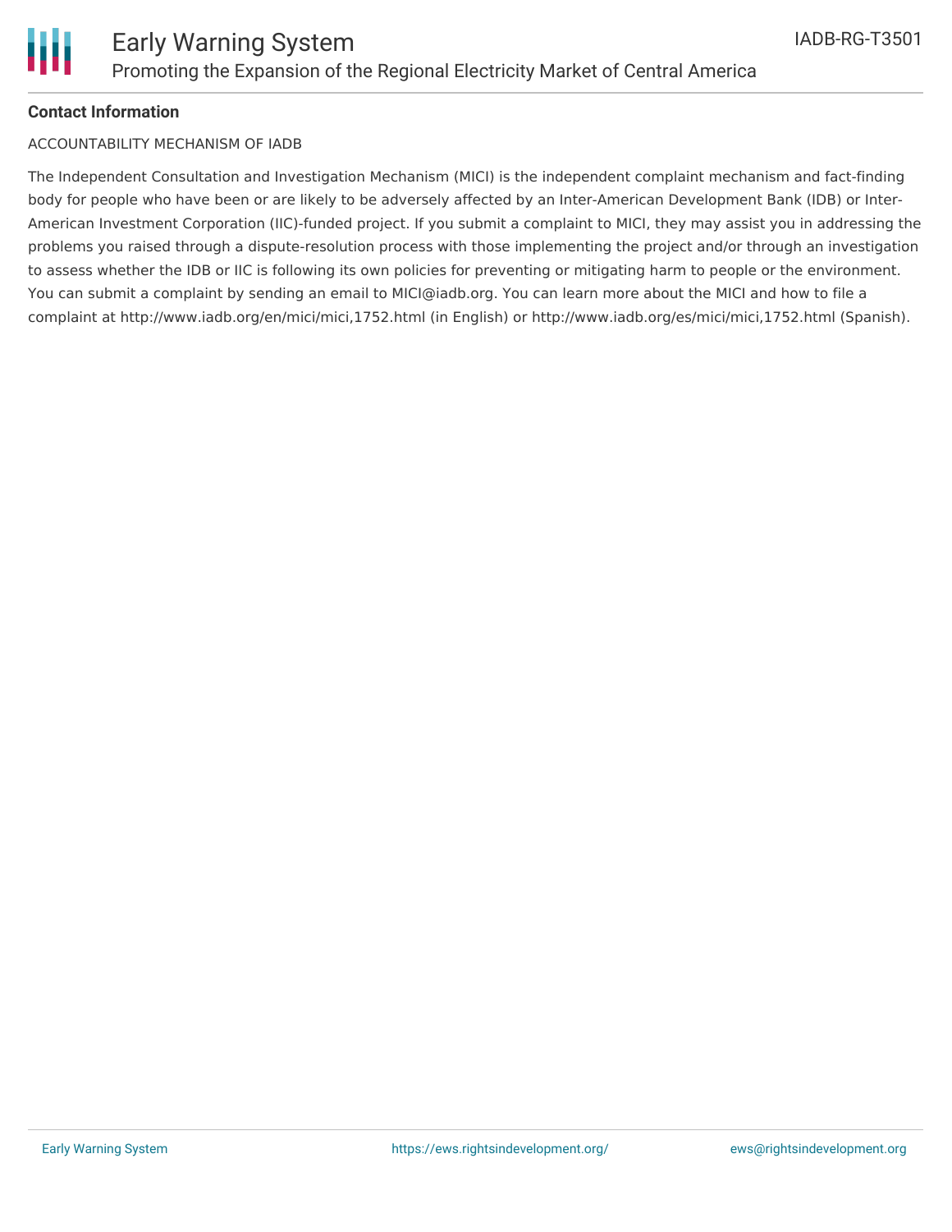**Contact Information**

ACCOUNTABILITY MECHANISM OF IADB

The Independent Consultation and Investigation Mechanism (MICI) is the independent complaint mechanism and fact-finding body for people who have been or are likely to be adversely affected by an Inter-American Development Bank (IDB) or Inter-American Investment Corporation (IIC)-funded project. If you submit a complaint to MICI, they may assist you in addressing the problems you raised through a dispute-resolution process with those implementing the project and/or through an investigation to assess whether the IDB or IIC is following its own policies for preventing or mitigating harm to people or the environment. You can submit a complaint by sending an email to MICI@iadb.org. You can learn more about the MICI and how to file a complaint at http://www.iadb.org/en/mici/mici,1752.html (in English) or http://www.iadb.org/es/mici/mici,1752.html (Spanish).